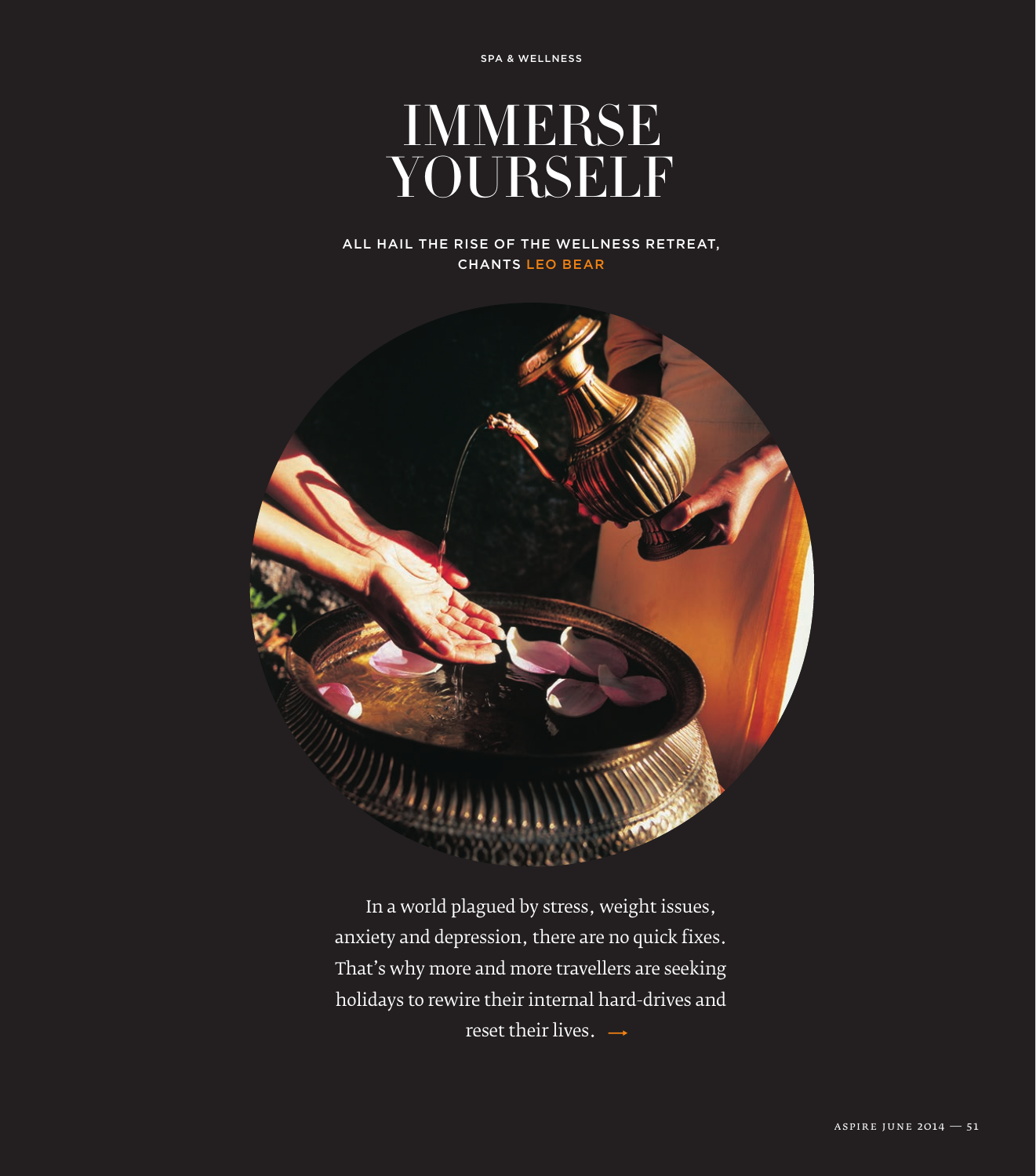SPA & WELLNESS

# IMMERSE YOURSELF

ALL HAIL THE RISE OF THE WELLNESS RETREAT, CHANTS LEO BEAR

In a world plagued by stress, weight issues, anxiety and depression, there are no quick fixes. That's why more and more travellers are seeking holidays to rewire their internal hard-drives and reset their lives. →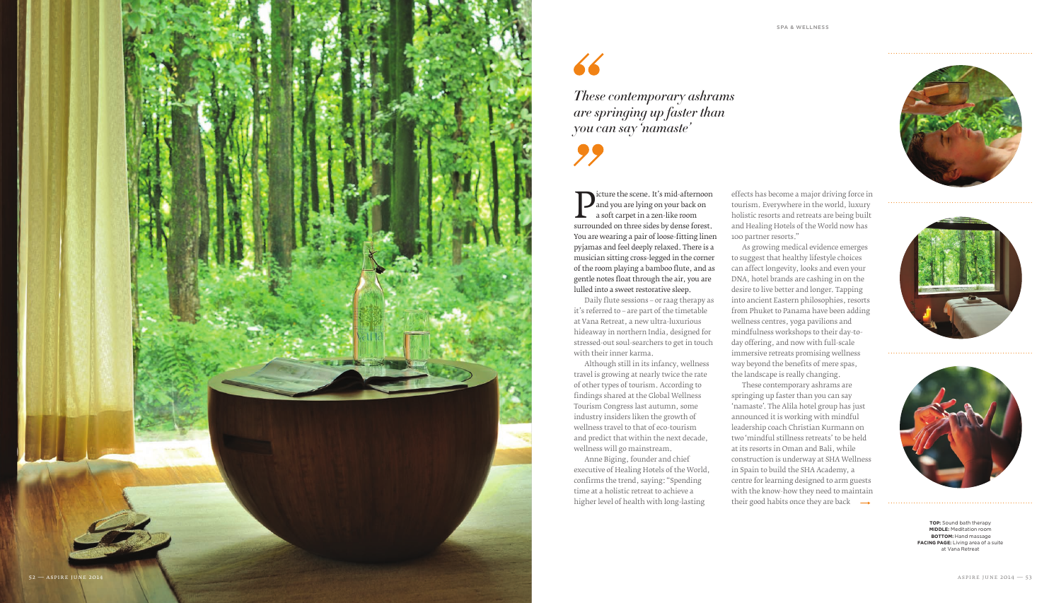> *These contemporary ashrams are springing up faster than you can say 'namaste'*

Picture the scene. It's mid-afternoon and you are lying on your back on a soft carpet in a zen-like room surrounded on three sides by dense forest. You are wearing a pair of loose-fitting linen pyjamas and feel deeply relaxed. There is a musician sitting cross-legged in the corner of the room playing a bamboo flute, and as gentle notes float through the air, you are lulled into a sweet restorative sleep.

Daily flute sessions – or raag therapy as it's referred to – are part of the timetable at Vana Retreat, a new ultra-luxurious hideaway in northern India, designed for stressed-out soul-searchers to get in touch with their inner karma.

Although still in its infancy, wellness travel is growing at nearly twice the rate of other types of tourism. According to findings shared at the Global Wellness Tourism Congress last autumn, some industry insiders liken the growth of wellness travel to that of eco-tourism and predict that within the next decade, wellness will go mainstream.

Anne Biging, founder and chief executive of Healing Hotels of the World, confirms the trend, saying: "Spending time at a holistic retreat to achieve a higher level of health with long-lasting effects has become a major driving force in tourism. Everywhere in the world, luxury holistic resorts and retreats are being built and Healing Hotels of the World now has 100 partner resorts."

As growing medical evidence emerges to suggest that healthy lifestyle choices can affect longevity, looks and even your DNA, hotel brands are cashing in on the desire to live better and longer. Tapping into ancient Eastern philosophies, resorts from Phuket to Panama have been adding wellness centres, yoga pavilions and mindfulness workshops to their day-to-day offering, and now with full-scale immersive retreats promising wellness way beyond the benefits of mere spas, the landscape is really changing.

These contemporary ashrams are springing up faster than you can say 'namaste'. The Alila hotel group has just announced it is working with mindful leadership coach Christian Kurmann on two 'mindful stillness retreats' to be held at its resorts in Oman and Bali, while construction is underway at SHA Wellness in Spain to build the SHA Academy, a centre for learning designed to arm guests with the know-how they need to maintain their good habits once they are back →

**TOP:** Sound bath therapy
**MIDDLE:** Meditation room
**BOTTOM:** Hand massage
**FACING PAGE:** Living area of a suite at Vana Retreat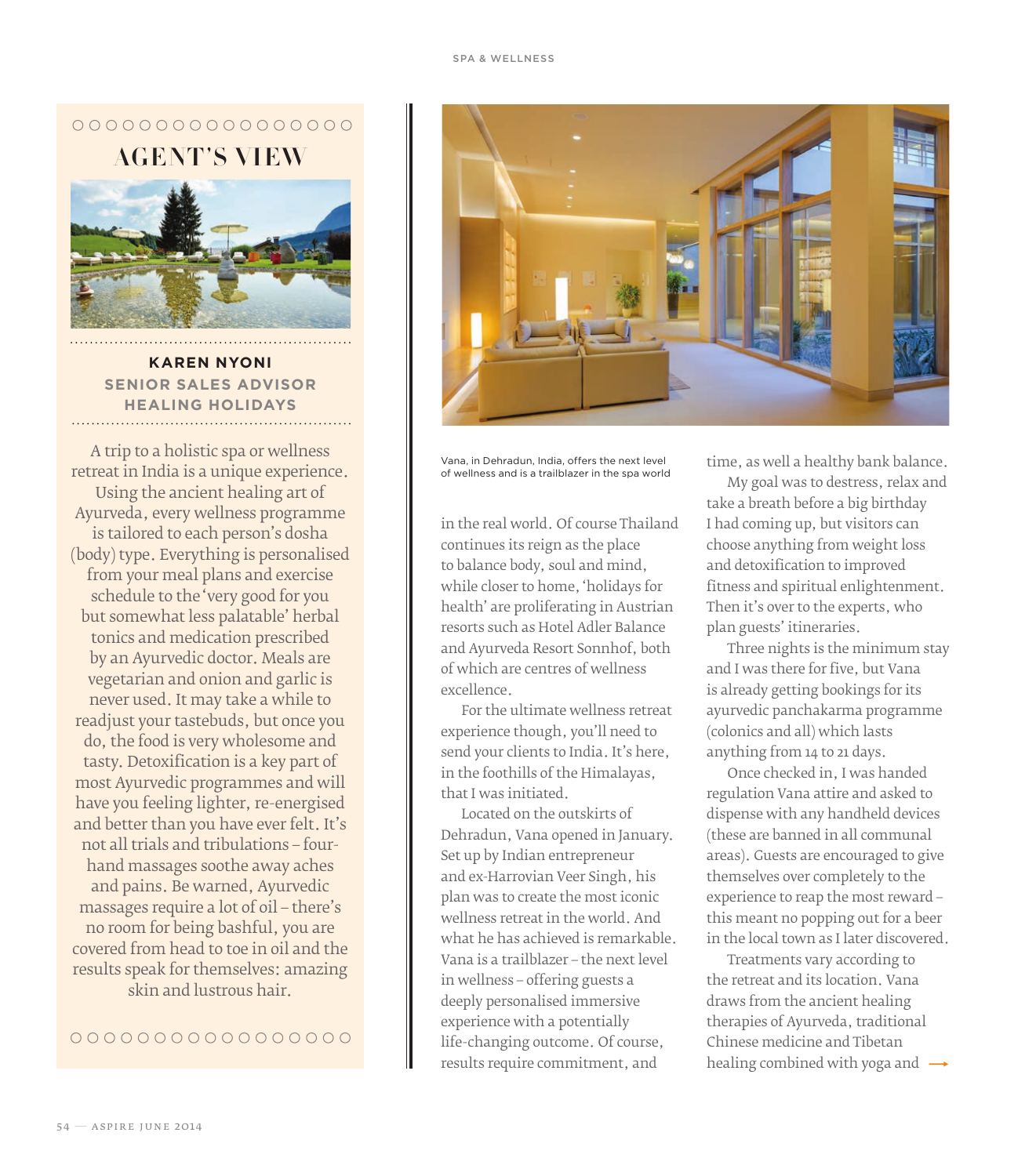## AGENT'S VIEW

**KAREN NYONI**
**SENIOR SALES ADVISOR**
**HEALING HOLIDAYS**

A trip to a holistic spa or wellness retreat in India is a unique experience. Using the ancient healing art of Ayurveda, every wellness programme is tailored to each person's dosha (body) type. Everything is personalised from your meal plans and exercise schedule to the 'very good for you but somewhat less palatable' herbal tonics and medication prescribed by an Ayurvedic doctor. Meals are vegetarian and onion and garlic is never used. It may take a while to readjust your tastebuds, but once you do, the food is very wholesome and tasty. Detoxification is a key part of most Ayurvedic programmes and will have you feeling lighter, re-energised and better than you have ever felt. It's not all trials and tribulations – four-hand massages soothe away aches and pains. Be warned, Ayurvedic massages require a lot of oil – there's no room for being bashful, you are covered from head to toe in oil and the results speak for themselves: amazing skin and lustrous hair.

---

Vana, in Dehradun, India, offers the next level of wellness and is a trailblazer in the spa world

in the real world. Of course Thailand continues its reign as the place to balance body, soul and mind, while closer to home, 'holidays for health' are proliferating in Austrian resorts such as Hotel Adler Balance and Ayurveda Resort Sonnhof, both of which are centres of wellness excellence.

For the ultimate wellness retreat experience though, you'll need to send your clients to India. It's here, in the foothills of the Himalayas, that I was initiated.

Located on the outskirts of Dehradun, Vana opened in January. Set up by Indian entrepreneur and ex-Harrovian Veer Singh, his plan was to create the most iconic wellness retreat in the world. And what he has achieved is remarkable. Vana is a trailblazer – the next level in wellness – offering guests a deeply personalised immersive experience with a potentially life-changing outcome. Of course, results require commitment, and time, as well a healthy bank balance.

My goal was to destress, relax and take a breath before a big birthday I had coming up, but visitors can choose anything from weight loss and detoxification to improved fitness and spiritual enlightenment. Then it's over to the experts, who plan guests' itineraries.

Three nights is the minimum stay and I was there for five, but Vana is already getting bookings for its ayurvedic panchakarma programme (colonics and all) which lasts anything from 14 to 21 days.

Once checked in, I was handed regulation Vana attire and asked to dispense with any handheld devices (these are banned in all communal areas). Guests are encouraged to give themselves over completely to the experience to reap the most reward – this meant no popping out for a beer in the local town as I later discovered.

Treatments vary according to the retreat and its location. Vana draws from the ancient healing therapies of Ayurveda, traditional Chinese medicine and Tibetan healing combined with yoga and →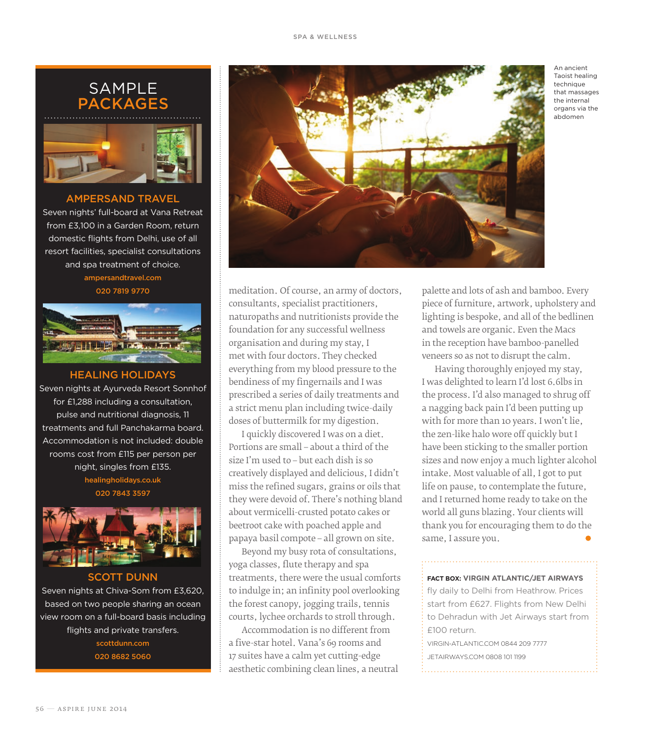## SAMPLE PACKAGES

### AMPERSAND TRAVEL

Seven nights' full-board at Vana Retreat from £3,100 in a Garden Room, return domestic flights from Delhi, use of all resort facilities, specialist consultations and spa treatment of choice.

ampersandtravel.com
020 7819 9770

### HEALING HOLIDAYS

Seven nights at Ayurveda Resort Sonnhof for £1,288 including a consultation, pulse and nutritional diagnosis, 11 treatments and full Panchakarma board. Accommodation is not included: double rooms cost from £115 per person per night, singles from £135.

healingholidays.co.uk
020 7843 3597

### SCOTT DUNN

Seven nights at Chiva-Som from £3,620, based on two people sharing an ocean view room on a full-board basis including flights and private transfers.

scottdunn.com
020 8682 5060

An ancient Taoist healing technique that massages the internal organs via the abdomen

meditation. Of course, an army of doctors, consultants, specialist practitioners, naturopaths and nutritionists provide the foundation for any successful wellness organisation and during my stay, I met with four doctors. They checked everything from my blood pressure to the bendiness of my fingernails and I was prescribed a series of daily treatments and a strict menu plan including twice-daily doses of buttermilk for my digestion.

I quickly discovered I was on a diet. Portions are small – about a third of the size I'm used to – but each dish is so creatively displayed and delicious, I didn't miss the refined sugars, grains or oils that they were devoid of. There's nothing bland about vermicelli-crusted potato cakes or beetroot cake with poached apple and papaya basil compote – all grown on site.

Beyond my busy rota of consultations, yoga classes, flute therapy and spa treatments, there were the usual comforts to indulge in; an infinity pool overlooking the forest canopy, jogging trails, tennis courts, lychee orchards to stroll through.

Accommodation is no different from a five-star hotel. Vana's 69 rooms and 17 suites have a calm yet cutting-edge aesthetic combining clean lines, a neutral palette and lots of ash and bamboo. Every piece of furniture, artwork, upholstery and lighting is bespoke, and all of the bedlinen and towels are organic. Even the Macs in the reception have bamboo-panelled veneers so as not to disrupt the calm.

Having thoroughly enjoyed my stay, I was delighted to learn I'd lost 6.6lbs in the process. I'd also managed to shrug off a nagging back pain I'd been putting up with for more than 10 years. I won't lie, the zen-like halo wore off quickly but I have been sticking to the smaller portion sizes and now enjoy a much lighter alcohol intake. Most valuable of all, I got to put life on pause, to contemplate the future, and I returned home ready to take on the world all guns blazing. Your clients will thank you for encouraging them to do the same, I assure you.

**FACT BOX: VIRGIN ATLANTIC/JET AIRWAYS** fly daily to Delhi from Heathrow. Prices start from £627. Flights from New Delhi to Dehradun with Jet Airways start from £100 return.

VIRGIN-ATLANTIC.COM 0844 209 7777
JETAIRWAYS.COM 0808 101 1199